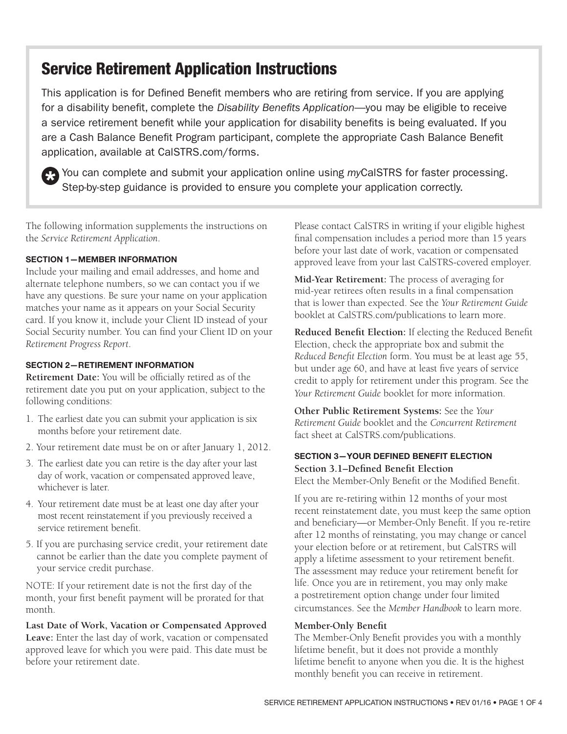# Service Retirement Application Instructions

This application is for Defined Benefit members who are retiring from service. If you are applying for a disability benefit, complete the *Disability Benefits Application*—you may be eligible to receive a service retirement benefit while your application for disability benefits is being evaluated. If you are a Cash Balance Benefit Program participant, complete the appropriate Cash Balance Benefit application, available at CalSTRS.com/forms.

* You can complete and submit your application online using *my*CalSTRS for faster processing. Step-by-step guidance is provided to ensure you complete your application correctly.

The following information supplements the instructions on the *Service Retirement Application*.

### SECTION 1—MEMBER INFORMATION

Include your mailing and email addresses, and home and alternate telephone numbers, so we can contact you if we have any questions. Be sure your name on your application matches your name as it appears on your Social Security card. If you know it, include your Client ID instead of your Social Security number. You can find your Client ID on your *Retirement Progress Report*.

### SECTION 2—RETIREMENT INFORMATION

**Retirement Date:** You will be officially retired as of the retirement date you put on your application, subject to the following conditions:

1. The earliest date you can submit your application is six months before your retirement date.
2. Your retirement date must be on or after January 1, 2012.
3. The earliest date you can retire is the day after your last day of work, vacation or compensated approved leave, whichever is later.
4. Your retirement date must be at least one day after your most recent reinstatement if you previously received a service retirement benefit.
5. If you are purchasing service credit, your retirement date cannot be earlier than the date you complete payment of your service credit purchase.

NOTE: If your retirement date is not the first day of the month, your first benefit payment will be prorated for that month.

**Last Date of Work, Vacation or Compensated Approved Leave:** Enter the last day of work, vacation or compensated approved leave for which you were paid. This date must be before your retirement date.

Please contact CalSTRS in writing if your eligible highest final compensation includes a period more than 15 years before your last date of work, vacation or compensated approved leave from your last CalSTRS-covered employer.

**Mid-Year Retirement:** The process of averaging for mid-year retirees often results in a final compensation that is lower than expected. See the *Your Retirement Guide* booklet at CalSTRS.com/publications to learn more.

**Reduced Benefit Election:** If electing the Reduced Benefit Election, check the appropriate box and submit the *Reduced Benefit Election* form. You must be at least age 55, but under age 60, and have at least five years of service credit to apply for retirement under this program. See the *Your Retirement Guide* booklet for more information.

**Other Public Retirement Systems:** See the *Your Retirement Guide* booklet and the *Concurrent Retirement* fact sheet at CalSTRS.com/publications.

### SECTION 3—YOUR DEFINED BENEFIT ELECTION

**Section 3.1–Defined Benefit Election**

Elect the Member-Only Benefit or the Modified Benefit.

If you are re-retiring within 12 months of your most recent reinstatement date, you must keep the same option and beneficiary—or Member-Only Benefit. If you re-retire after 12 months of reinstating, you may change or cancel your election before or at retirement, but CalSTRS will apply a lifetime assessment to your retirement benefit. The assessment may reduce your retirement benefit for life. Once you are in retirement, you may only make a postretirement option change under four limited circumstances. See the *Member Handbook* to learn more.

**Member-Only Benefit**

The Member-Only Benefit provides you with a monthly lifetime benefit, but it does not provide a monthly lifetime benefit to anyone when you die. It is the highest monthly benefit you can receive in retirement.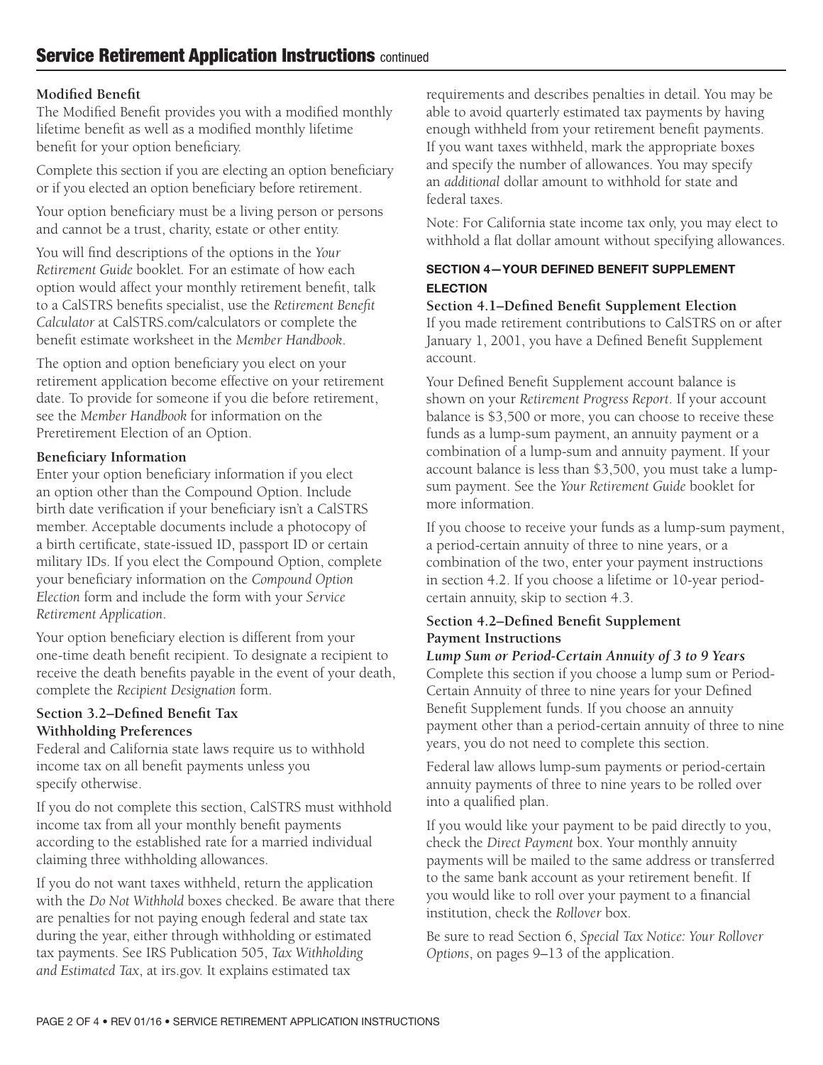## Service Retirement Application Instructions continued

**Modified Benefit**

The Modified Benefit provides you with a modified monthly lifetime benefit as well as a modified monthly lifetime benefit for your option beneficiary.

Complete this section if you are electing an option beneficiary or if you elected an option beneficiary before retirement.

Your option beneficiary must be a living person or persons and cannot be a trust, charity, estate or other entity.

You will find descriptions of the options in the *Your Retirement Guide* booklet. For an estimate of how each option would affect your monthly retirement benefit, talk to a CalSTRS benefits specialist, use the *Retirement Benefit Calculator* at CalSTRS.com/calculators or complete the benefit estimate worksheet in the *Member Handbook*.

The option and option beneficiary you elect on your retirement application become effective on your retirement date. To provide for someone if you die before retirement, see the *Member Handbook* for information on the Preretirement Election of an Option.

**Beneficiary Information**

Enter your option beneficiary information if you elect an option other than the Compound Option. Include birth date verification if your beneficiary isn't a CalSTRS member. Acceptable documents include a photocopy of a birth certificate, state-issued ID, passport ID or certain military IDs. If you elect the Compound Option, complete your beneficiary information on the *Compound Option Election* form and include the form with your *Service Retirement Application*.

Your option beneficiary election is different from your one-time death benefit recipient. To designate a recipient to receive the death benefits payable in the event of your death, complete the *Recipient Designation* form.

**Section 3.2–Defined Benefit Tax Withholding Preferences**

Federal and California state laws require us to withhold income tax on all benefit payments unless you specify otherwise.

If you do not complete this section, CalSTRS must withhold income tax from all your monthly benefit payments according to the established rate for a married individual claiming three withholding allowances.

If you do not want taxes withheld, return the application with the *Do Not Withhold* boxes checked. Be aware that there are penalties for not paying enough federal and state tax during the year, either through withholding or estimated tax payments. See IRS Publication 505, *Tax Withholding and Estimated Tax*, at irs.gov. It explains estimated tax requirements and describes penalties in detail. You may be able to avoid quarterly estimated tax payments by having enough withheld from your retirement benefit payments. If you want taxes withheld, mark the appropriate boxes and specify the number of allowances. You may specify an *additional* dollar amount to withhold for state and federal taxes.

Note: For California state income tax only, you may elect to withhold a flat dollar amount without specifying allowances.

### SECTION 4—YOUR DEFINED BENEFIT SUPPLEMENT ELECTION

**Section 4.1–Defined Benefit Supplement Election**

If you made retirement contributions to CalSTRS on or after January 1, 2001, you have a Defined Benefit Supplement account.

Your Defined Benefit Supplement account balance is shown on your *Retirement Progress Report*. If your account balance is $3,500 or more, you can choose to receive these funds as a lump-sum payment, an annuity payment or a combination of a lump-sum and annuity payment. If your account balance is less than $3,500, you must take a lump-sum payment. See the *Your Retirement Guide* booklet for more information.

If you choose to receive your funds as a lump-sum payment, a period-certain annuity of three to nine years, or a combination of the two, enter your payment instructions in section 4.2. If you choose a lifetime or 10-year period-certain annuity, skip to section 4.3.

**Section 4.2–Defined Benefit Supplement Payment Instructions**

***Lump Sum or Period-Certain Annuity of 3 to 9 Years***

Complete this section if you choose a lump sum or Period-Certain Annuity of three to nine years for your Defined Benefit Supplement funds. If you choose an annuity payment other than a period-certain annuity of three to nine years, you do not need to complete this section.

Federal law allows lump-sum payments or period-certain annuity payments of three to nine years to be rolled over into a qualified plan.

If you would like your payment to be paid directly to you, check the *Direct Payment* box. Your monthly annuity payments will be mailed to the same address or transferred to the same bank account as your retirement benefit. If you would like to roll over your payment to a financial institution, check the *Rollover* box.

Be sure to read Section 6, *Special Tax Notice: Your Rollover Options*, on pages 9–13 of the application.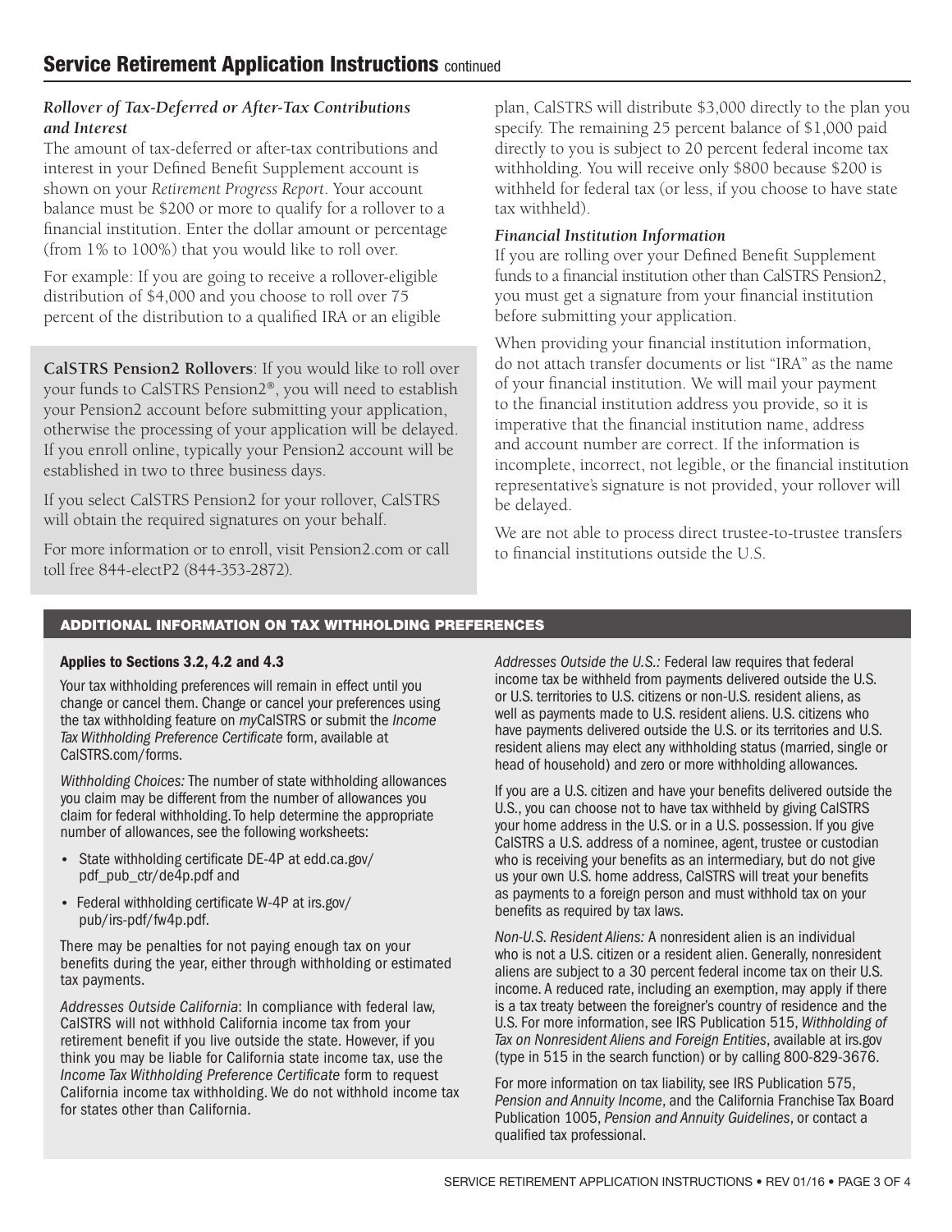## Service Retirement Application Instructions continued

### *Rollover of Tax-Deferred or After-Tax Contributions and Interest*

The amount of tax-deferred or after-tax contributions and interest in your Defined Benefit Supplement account is shown on your *Retirement Progress Report*. Your account balance must be $200 or more to qualify for a rollover to a financial institution. Enter the dollar amount or percentage (from 1% to 100%) that you would like to roll over.

For example: If you are going to receive a rollover-eligible distribution of $4,000 and you choose to roll over 75 percent of the distribution to a qualified IRA or an eligible plan, CalSTRS will distribute $3,000 directly to the plan you specify. The remaining 25 percent balance of $1,000 paid directly to you is subject to 20 percent federal income tax withholding. You will receive only $800 because $200 is withheld for federal tax (or less, if you choose to have state tax withheld).

**CalSTRS Pension2 Rollovers**: If you would like to roll over your funds to CalSTRS Pension2®, you will need to establish your Pension2 account before submitting your application, otherwise the processing of your application will be delayed. If you enroll online, typically your Pension2 account will be established in two to three business days.

If you select CalSTRS Pension2 for your rollover, CalSTRS will obtain the required signatures on your behalf.

For more information or to enroll, visit Pension2.com or call toll free 844-electP2 (844-353-2872).

### *Financial Institution Information*

If you are rolling over your Defined Benefit Supplement funds to a financial institution other than CalSTRS Pension2, you must get a signature from your financial institution before submitting your application.

When providing your financial institution information, do not attach transfer documents or list "IRA" as the name of your financial institution. We will mail your payment to the financial institution address you provide, so it is imperative that the financial institution name, address and account number are correct. If the information is incomplete, incorrect, not legible, or the financial institution representative's signature is not provided, your rollover will be delayed.

We are not able to process direct trustee-to-trustee transfers to financial institutions outside the U.S.

## ADDITIONAL INFORMATION ON TAX WITHHOLDING PREFERENCES

**Applies to Sections 3.2, 4.2 and 4.3**

Your tax withholding preferences will remain in effect until you change or cancel them. Change or cancel your preferences using the tax withholding feature on *my*CalSTRS or submit the *Income Tax Withholding Preference Certificate* form, available at CalSTRS.com/forms.

*Withholding Choices:* The number of state withholding allowances you claim may be different from the number of allowances you claim for federal withholding. To help determine the appropriate number of allowances, see the following worksheets:

- State withholding certificate DE-4P at edd.ca.gov/pdf_pub_ctr/de4p.pdf and
- Federal withholding certificate W-4P at irs.gov/pub/irs-pdf/fw4p.pdf.

There may be penalties for not paying enough tax on your benefits during the year, either through withholding or estimated tax payments.

*Addresses Outside California*: In compliance with federal law, CalSTRS will not withhold California income tax from your retirement benefit if you live outside the state. However, if you think you may be liable for California state income tax, use the *Income Tax Withholding Preference Certificate* form to request California income tax withholding. We do not withhold income tax for states other than California.

*Addresses Outside the U.S.:* Federal law requires that federal income tax be withheld from payments delivered outside the U.S. or U.S. territories to U.S. citizens or non-U.S. resident aliens, as well as payments made to U.S. resident aliens. U.S. citizens who have payments delivered outside the U.S. or its territories and U.S. resident aliens may elect any withholding status (married, single or head of household) and zero or more withholding allowances.

If you are a U.S. citizen and have your benefits delivered outside the U.S., you can choose not to have tax withheld by giving CalSTRS your home address in the U.S. or in a U.S. possession. If you give CalSTRS a U.S. address of a nominee, agent, trustee or custodian who is receiving your benefits as an intermediary, but do not give us your own U.S. home address, CalSTRS will treat your benefits as payments to a foreign person and must withhold tax on your benefits as required by tax laws.

*Non-U.S. Resident Aliens:* A nonresident alien is an individual who is not a U.S. citizen or a resident alien. Generally, nonresident aliens are subject to a 30 percent federal income tax on their U.S. income. A reduced rate, including an exemption, may apply if there is a tax treaty between the foreigner's country of residence and the U.S. For more information, see IRS Publication 515, *Withholding of Tax on Nonresident Aliens and Foreign Entities*, available at irs.gov (type in 515 in the search function) or by calling 800-829-3676.

For more information on tax liability, see IRS Publication 575, *Pension and Annuity Income*, and the California Franchise Tax Board Publication 1005, *Pension and Annuity Guidelines*, or contact a qualified tax professional.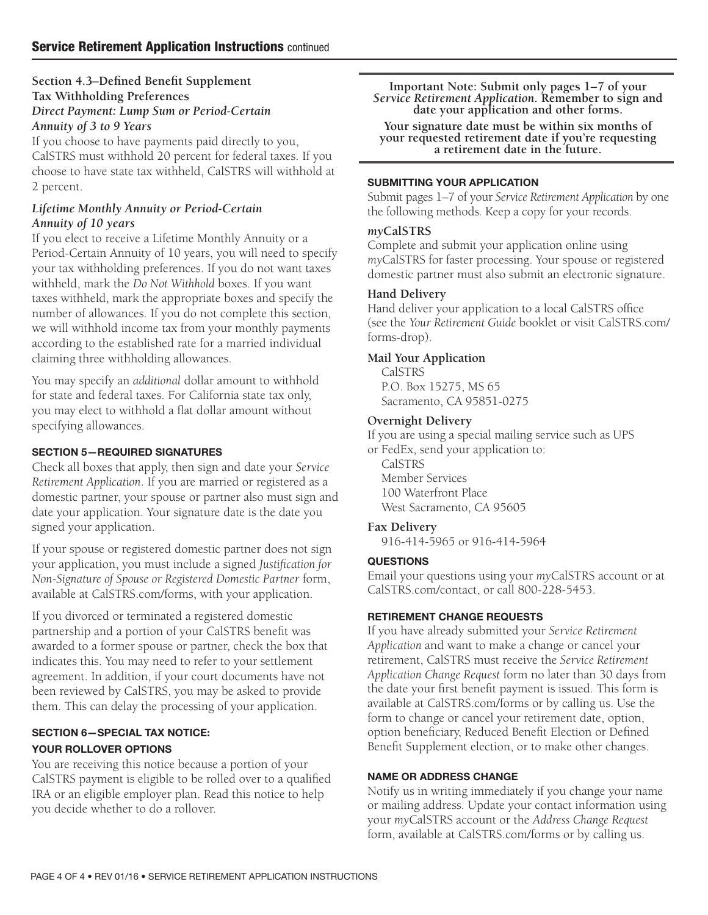## Service Retirement Application Instructions continued

**Section 4.3–Defined Benefit Supplement Tax Withholding Preferences**

***Direct Payment: Lump Sum or Period-Certain Annuity of 3 to 9 Years***

If you choose to have payments paid directly to you, CalSTRS must withhold 20 percent for federal taxes. If you choose to have state tax withheld, CalSTRS will withhold at 2 percent.

***Lifetime Monthly Annuity or Period-Certain Annuity of 10 years***

If you elect to receive a Lifetime Monthly Annuity or a Period-Certain Annuity of 10 years, you will need to specify your tax withholding preferences. If you do not want taxes withheld, mark the *Do Not Withhold* boxes. If you want taxes withheld, mark the appropriate boxes and specify the number of allowances. If you do not complete this section, we will withhold income tax from your monthly payments according to the established rate for a married individual claiming three withholding allowances.

You may specify an *additional* dollar amount to withhold for state and federal taxes. For California state tax only, you may elect to withhold a flat dollar amount without specifying allowances.

### SECTION 5—REQUIRED SIGNATURES

Check all boxes that apply, then sign and date your *Service Retirement Application*. If you are married or registered as a domestic partner, your spouse or partner also must sign and date your application. Your signature date is the date you signed your application.

If your spouse or registered domestic partner does not sign your application, you must include a signed *Justification for Non-Signature of Spouse or Registered Domestic Partner* form, available at CalSTRS.com/forms, with your application.

If you divorced or terminated a registered domestic partnership and a portion of your CalSTRS benefit was awarded to a former spouse or partner, check the box that indicates this. You may need to refer to your settlement agreement. In addition, if your court documents have not been reviewed by CalSTRS, you may be asked to provide them. This can delay the processing of your application.

### SECTION 6—SPECIAL TAX NOTICE: YOUR ROLLOVER OPTIONS

You are receiving this notice because a portion of your CalSTRS payment is eligible to be rolled over to a qualified IRA or an eligible employer plan. Read this notice to help you decide whether to do a rollover.

**Important Note: Submit only pages 1–7 of your *Service Retirement Application*. Remember to sign and date your application and other forms.**

**Your signature date must be within six months of your requested retirement date if you're requesting a retirement date in the future.**

### SUBMITTING YOUR APPLICATION

Submit pages 1–7 of your *Service Retirement Application* by one the following methods. Keep a copy for your records.

**myCalSTRS**

Complete and submit your application online using *my*CalSTRS for faster processing. Your spouse or registered domestic partner must also submit an electronic signature.

**Hand Delivery**

Hand deliver your application to a local CalSTRS office (see the *Your Retirement Guide* booklet or visit CalSTRS.com/forms-drop).

**Mail Your Application**

CalSTRS
P.O. Box 15275, MS 65
Sacramento, CA 95851-0275

**Overnight Delivery**

If you are using a special mailing service such as UPS or FedEx, send your application to:

CalSTRS
Member Services
100 Waterfront Place
West Sacramento, CA 95605

**Fax Delivery**

916-414-5965 or 916-414-5964

### QUESTIONS

Email your questions using your *my*CalSTRS account or at CalSTRS.com/contact, or call 800-228-5453.

### RETIREMENT CHANGE REQUESTS

If you have already submitted your *Service Retirement Application* and want to make a change or cancel your retirement, CalSTRS must receive the *Service Retirement Application Change Request* form no later than 30 days from the date your first benefit payment is issued. This form is available at CalSTRS.com/forms or by calling us. Use the form to change or cancel your retirement date, option, option beneficiary, Reduced Benefit Election or Defined Benefit Supplement election, or to make other changes.

### NAME OR ADDRESS CHANGE

Notify us in writing immediately if you change your name or mailing address. Update your contact information using your *my*CalSTRS account or the *Address Change Request* form, available at CalSTRS.com/forms or by calling us.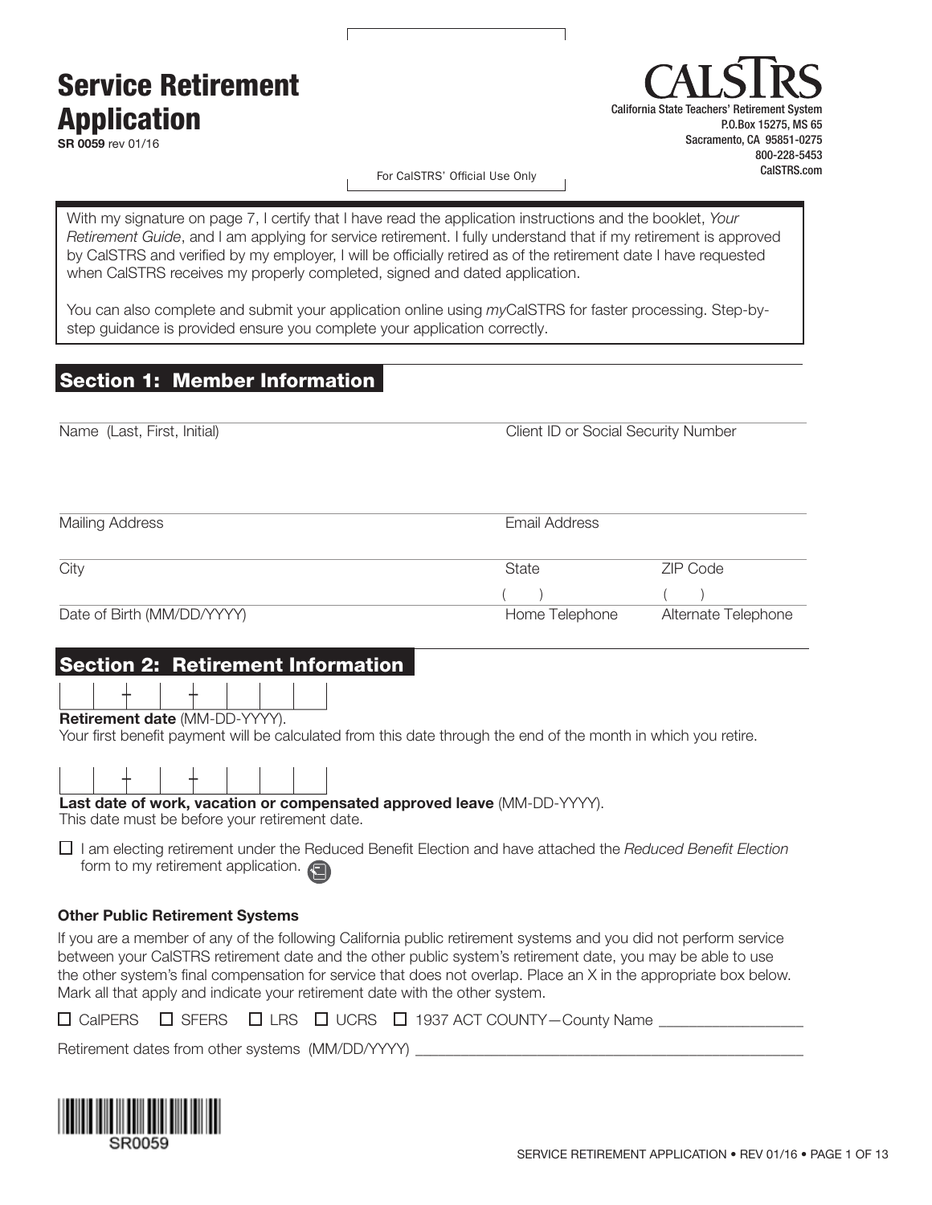# Service Retirement Application

**SR 0059** rev 01/16

For CalSTRS' Official Use Only

**CALSTRS**
California State Teachers' Retirement System
P.O.Box 15275, MS 65
Sacramento, CA 95851-0275
800-228-5453
CalSTRS.com

With my signature on page 7, I certify that I have read the application instructions and the booklet, *Your Retirement Guide*, and I am applying for service retirement. I fully understand that if my retirement is approved by CalSTRS and verified by my employer, I will be officially retired as of the retirement date I have requested when CalSTRS receives my properly completed, signed and dated application.

You can also complete and submit your application online using *my*CalSTRS for faster processing. Step-by-step guidance is provided ensure you complete your application correctly.

## Section 1: Member Information

Name (Last, First, Initial) | Client ID or Social Security Number

Mailing Address | Email Address

City | State | ZIP Code

Date of Birth (MM/DD/YYYY) | ( ) Home Telephone | ( ) Alternate Telephone

## Section 2: Retirement Information

**Retirement date** (MM-DD-YYYY).
Your first benefit payment will be calculated from this date through the end of the month in which you retire.

**Last date of work, vacation or compensated approved leave** (MM-DD-YYYY).
This date must be before your retirement date.

☐ I am electing retirement under the Reduced Benefit Election and have attached the *Reduced Benefit Election* form to my retirement application.

**Other Public Retirement Systems**

If you are a member of any of the following California public retirement systems and you did not perform service between your CalSTRS retirement date and the other public system's retirement date, you may be able to use the other system's final compensation for service that does not overlap. Place an X in the appropriate box below. Mark all that apply and indicate your retirement date with the other system.

☐ CalPERS ☐ SFERS ☐ LRS ☐ UCRS ☐ 1937 ACT COUNTY—County Name ___________________

Retirement dates from other systems (MM/DD/YYYY) ___________________________________________

SR0059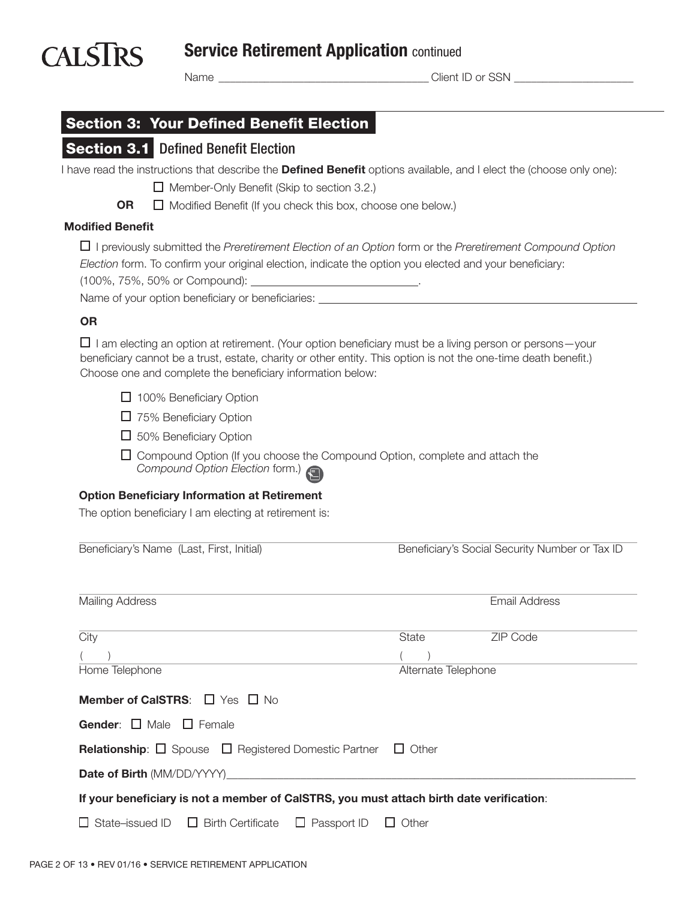# Service Retirement Application continued

Name ____________________________________ Client ID or SSN ____________________

## Section 3: Your Defined Benefit Election

### Section 3.1 Defined Benefit Election

I have read the instructions that describe the **Defined Benefit** options available, and I elect the (choose only one):

☐ Member-Only Benefit (Skip to section 3.2.)

**OR** ☐ Modified Benefit (If you check this box, choose one below.)

**Modified Benefit**

☐ I previously submitted the *Preretirement Election of an Option* form or the *Preretirement Compound Option Election* form. To confirm your original election, indicate the option you elected and your beneficiary:

(100%, 75%, 50% or Compound): ____________________________.

Name of your option beneficiary or beneficiaries: ____________________________________________

**OR**

☐ I am electing an option at retirement. (Your option beneficiary must be a living person or persons—your beneficiary cannot be a trust, estate, charity or other entity. This option is not the one-time death benefit.) Choose one and complete the beneficiary information below:

☐ 100% Beneficiary Option

☐ 75% Beneficiary Option

☐ 50% Beneficiary Option

☐ Compound Option (If you choose the Compound Option, complete and attach the *Compound Option Election* form.)

**Option Beneficiary Information at Retirement**

The option beneficiary I am electing at retirement is:

________________________________________________________________________________

Beneficiary's Name (Last, First, Initial) Beneficiary's Social Security Number or Tax ID

________________________________________________________________________________

Mailing Address Email Address

________________________________________________________________________________

City State ZIP Code

( ) ( )

________________________________________________________________________________

Home Telephone Alternate Telephone

**Member of CalSTRS**: ☐ Yes ☐ No

**Gender**: ☐ Male ☐ Female

**Relationship**: ☐ Spouse ☐ Registered Domestic Partner ☐ Other

**Date of Birth** (MM/DD/YYYY)____________________________________________________________

**If your beneficiary is not a member of CalSTRS, you must attach birth date verification**:

☐ State–issued ID ☐ Birth Certificate ☐ Passport ID ☐ Other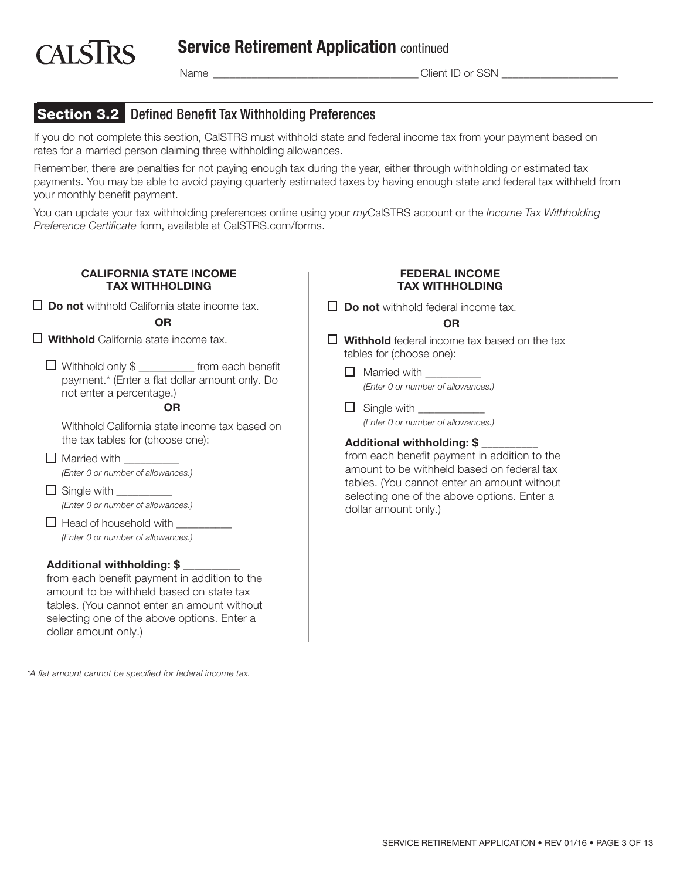# Service Retirement Application continued

Name ___________________________________ Client ID or SSN ____________________

## Section 3.2 Defined Benefit Tax Withholding Preferences

If you do not complete this section, CalSTRS must withhold state and federal income tax from your payment based on rates for a married person claiming three withholding allowances.

Remember, there are penalties for not paying enough tax during the year, either through withholding or estimated tax payments. You may be able to avoid paying quarterly estimated taxes by having enough state and federal tax withheld from your monthly benefit payment.

You can update your tax withholding preferences online using your *my*CalSTRS account or the *Income Tax Withholding Preference Certificate* form, available at CalSTRS.com/forms.

### CALIFORNIA STATE INCOME TAX WITHHOLDING

☐ **Do not** withhold California state income tax.

**OR**

☐ **Withhold** California state income tax.

- ☐ Withhold only $ __________ from each benefit payment.* (Enter a flat dollar amount only. Do not enter a percentage.)

  **OR**

  Withhold California state income tax based on the tax tables for (choose one):

- ☐ Married with __________
  *(Enter 0 or number of allowances.)*
- ☐ Single with __________
  *(Enter 0 or number of allowances.)*
- ☐ Head of household with __________
  *(Enter 0 or number of allowances.)*

**Additional withholding: $ __________**
from each benefit payment in addition to the amount to be withheld based on state tax tables. (You cannot enter an amount without selecting one of the above options. Enter a dollar amount only.)

### FEDERAL INCOME TAX WITHHOLDING

☐ **Do not** withhold federal income tax.

**OR**

☐ **Withhold** federal income tax based on the tax tables for (choose one):

- ☐ Married with __________
  *(Enter 0 or number of allowances.)*
- ☐ Single with ____________
  *(Enter 0 or number of allowances.)*

**Additional withholding: $ __________**
from each benefit payment in addition to the amount to be withheld based on federal tax tables. (You cannot enter an amount without selecting one of the above options. Enter a dollar amount only.)

*\*A flat amount cannot be specified for federal income tax.*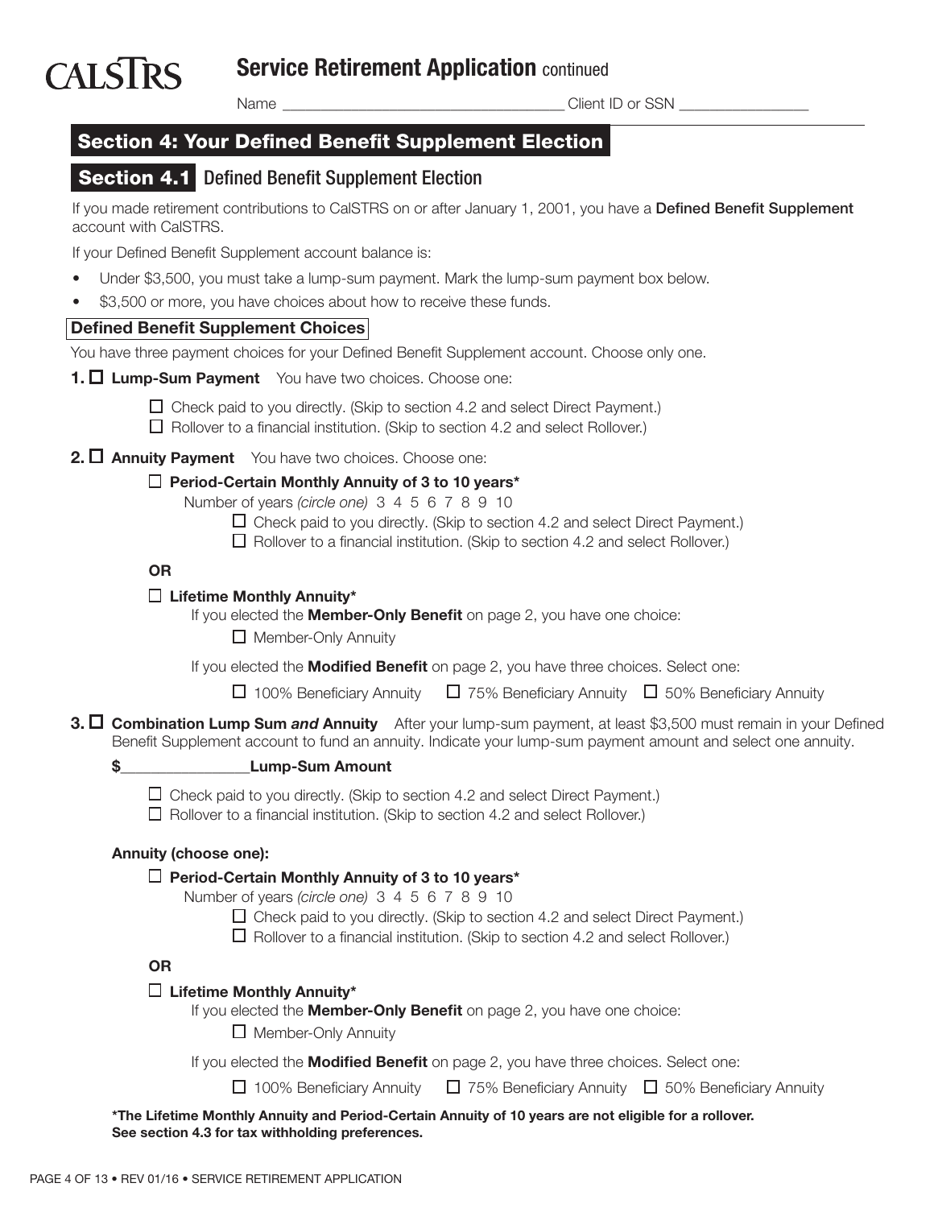**Service Retirement Application** continued

Name ___________________________________ Client ID or SSN ________________

## Section 4: Your Defined Benefit Supplement Election

### Section 4.1 Defined Benefit Supplement Election

If you made retirement contributions to CalSTRS on or after January 1, 2001, you have a **Defined Benefit Supplement** account with CalSTRS.

If your Defined Benefit Supplement account balance is:

- Under $3,500, you must take a lump-sum payment. Mark the lump-sum payment box below.
- $3,500 or more, you have choices about how to receive these funds.

**Defined Benefit Supplement Choices**

You have three payment choices for your Defined Benefit Supplement account. Choose only one.

**1.** ☐ **Lump-Sum Payment** You have two choices. Choose one:

- ☐ Check paid to you directly. (Skip to section 4.2 and select Direct Payment.)
- ☐ Rollover to a financial institution. (Skip to section 4.2 and select Rollover.)

**2.** ☐ **Annuity Payment** You have two choices. Choose one:

☐ **Period-Certain Monthly Annuity of 3 to 10 years***

Number of years *(circle one)* 3 4 5 6 7 8 9 10

- ☐ Check paid to you directly. (Skip to section 4.2 and select Direct Payment.)
- ☐ Rollover to a financial institution. (Skip to section 4.2 and select Rollover.)

**OR**

☐ **Lifetime Monthly Annuity***

If you elected the **Member-Only Benefit** on page 2, you have one choice:

☐ Member-Only Annuity

If you elected the **Modified Benefit** on page 2, you have three choices. Select one:

☐ 100% Beneficiary Annuity ☐ 75% Beneficiary Annuity ☐ 50% Beneficiary Annuity

**3.** ☐ **Combination Lump Sum *and* Annuity** After your lump-sum payment, at least $3,500 must remain in your Defined Benefit Supplement account to fund an annuity. Indicate your lump-sum payment amount and select one annuity.

**$________________Lump-Sum Amount**

- ☐ Check paid to you directly. (Skip to section 4.2 and select Direct Payment.)
- ☐ Rollover to a financial institution. (Skip to section 4.2 and select Rollover.)

**Annuity (choose one):**

☐ **Period-Certain Monthly Annuity of 3 to 10 years***

Number of years *(circle one)* 3 4 5 6 7 8 9 10

- ☐ Check paid to you directly. (Skip to section 4.2 and select Direct Payment.)
- ☐ Rollover to a financial institution. (Skip to section 4.2 and select Rollover.)

**OR**

☐ **Lifetime Monthly Annuity***

If you elected the **Member-Only Benefit** on page 2, you have one choice:

☐ Member-Only Annuity

If you elected the **Modified Benefit** on page 2, you have three choices. Select one:

☐ 100% Beneficiary Annuity ☐ 75% Beneficiary Annuity ☐ 50% Beneficiary Annuity

**\*The Lifetime Monthly Annuity and Period-Certain Annuity of 10 years are not eligible for a rollover. See section 4.3 for tax withholding preferences.**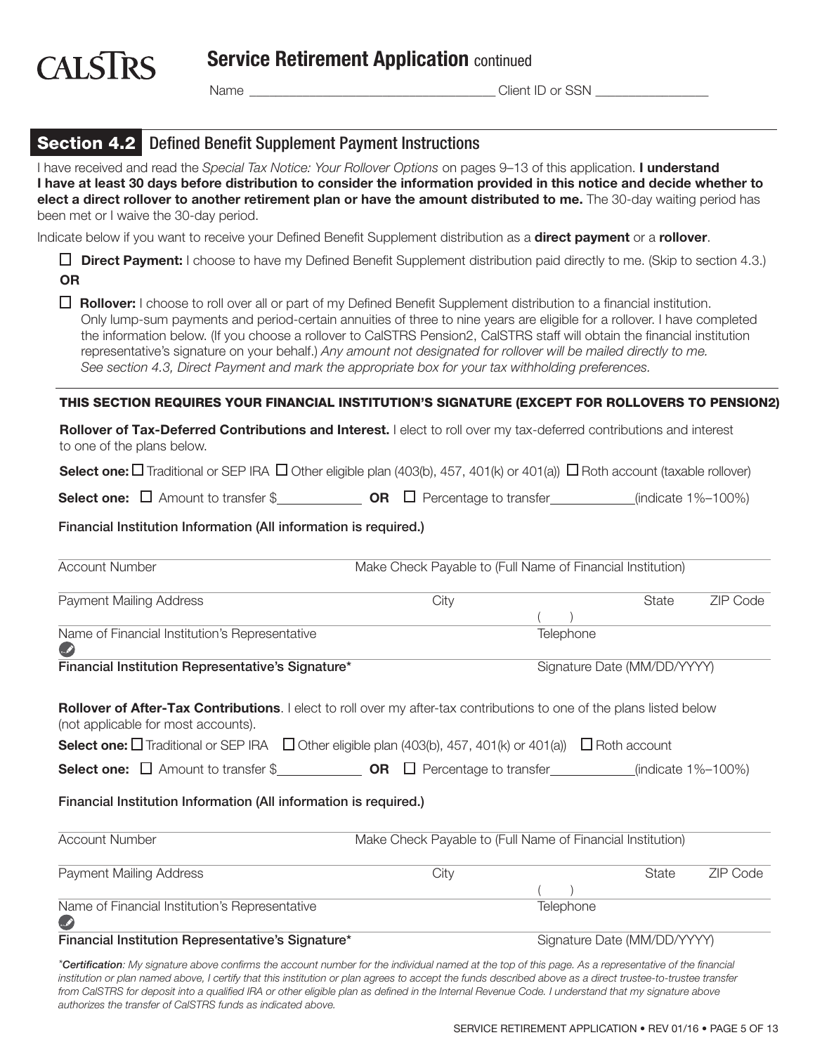# Service Retirement Application continued

Name ______________________________ Client ID or SSN ________________

## Section 4.2 Defined Benefit Supplement Payment Instructions

I have received and read the *Special Tax Notice: Your Rollover Options* on pages 9–13 of this application. **I understand I have at least 30 days before distribution to consider the information provided in this notice and decide whether to elect a direct rollover to another retirement plan or have the amount distributed to me.** The 30-day waiting period has been met or I waive the 30-day period.

Indicate below if you want to receive your Defined Benefit Supplement distribution as a **direct payment** or a **rollover**.

☐ **Direct Payment:** I choose to have my Defined Benefit Supplement distribution paid directly to me. (Skip to section 4.3.)

**OR**

☐ **Rollover:** I choose to roll over all or part of my Defined Benefit Supplement distribution to a financial institution. Only lump-sum payments and period-certain annuities of three to nine years are eligible for a rollover. I have completed the information below. (If you choose a rollover to CalSTRS Pension2, CalSTRS staff will obtain the financial institution representative's signature on your behalf.) *Any amount not designated for rollover will be mailed directly to me. See section 4.3, Direct Payment and mark the appropriate box for your tax withholding preferences.*

### THIS SECTION REQUIRES YOUR FINANCIAL INSTITUTION'S SIGNATURE (EXCEPT FOR ROLLOVERS TO PENSION2)

**Rollover of Tax-Deferred Contributions and Interest.** I elect to roll over my tax-deferred contributions and interest to one of the plans below.

**Select one:** ☐ Traditional or SEP IRA ☐ Other eligible plan (403(b), 457, 401(k) or 401(a)) ☐ Roth account (taxable rollover)

**Select one:** ☐ Amount to transfer $____________ **OR** ☐ Percentage to transfer____________(indicate 1%–100%)

**Financial Institution Information (All information is required.)**

Account Number ____________________ Make Check Payable to (Full Name of Financial Institution) ____________________

Payment Mailing Address ____________________ City ____________ State ______ ZIP Code ______

Name of Financial Institution's Representative ____________________ Telephone ( )

**Financial Institution Representative's Signature*** ____________________ Signature Date (MM/DD/YYYY) ____________

**Rollover of After-Tax Contributions**. I elect to roll over my after-tax contributions to one of the plans listed below (not applicable for most accounts).

**Select one:** ☐ Traditional or SEP IRA ☐ Other eligible plan (403(b), 457, 401(k) or 401(a)) ☐ Roth account

**Select one:** ☐ Amount to transfer $____________ **OR** ☐ Percentage to transfer____________(indicate 1%–100%)

**Financial Institution Information (All information is required.)**

Account Number ____________________ Make Check Payable to (Full Name of Financial Institution) ____________________

Payment Mailing Address ____________________ City ____________ State ______ ZIP Code ______

Name of Financial Institution's Representative ____________________ Telephone ( )

**Financial Institution Representative's Signature*** ____________________ Signature Date (MM/DD/YYYY) ____________

*\*Certification: My signature above confirms the account number for the individual named at the top of this page. As a representative of the financial institution or plan named above, I certify that this institution or plan agrees to accept the funds described above as a direct trustee-to-trustee transfer from CalSTRS for deposit into a qualified IRA or other eligible plan as defined in the Internal Revenue Code. I understand that my signature above authorizes the transfer of CalSTRS funds as indicated above.*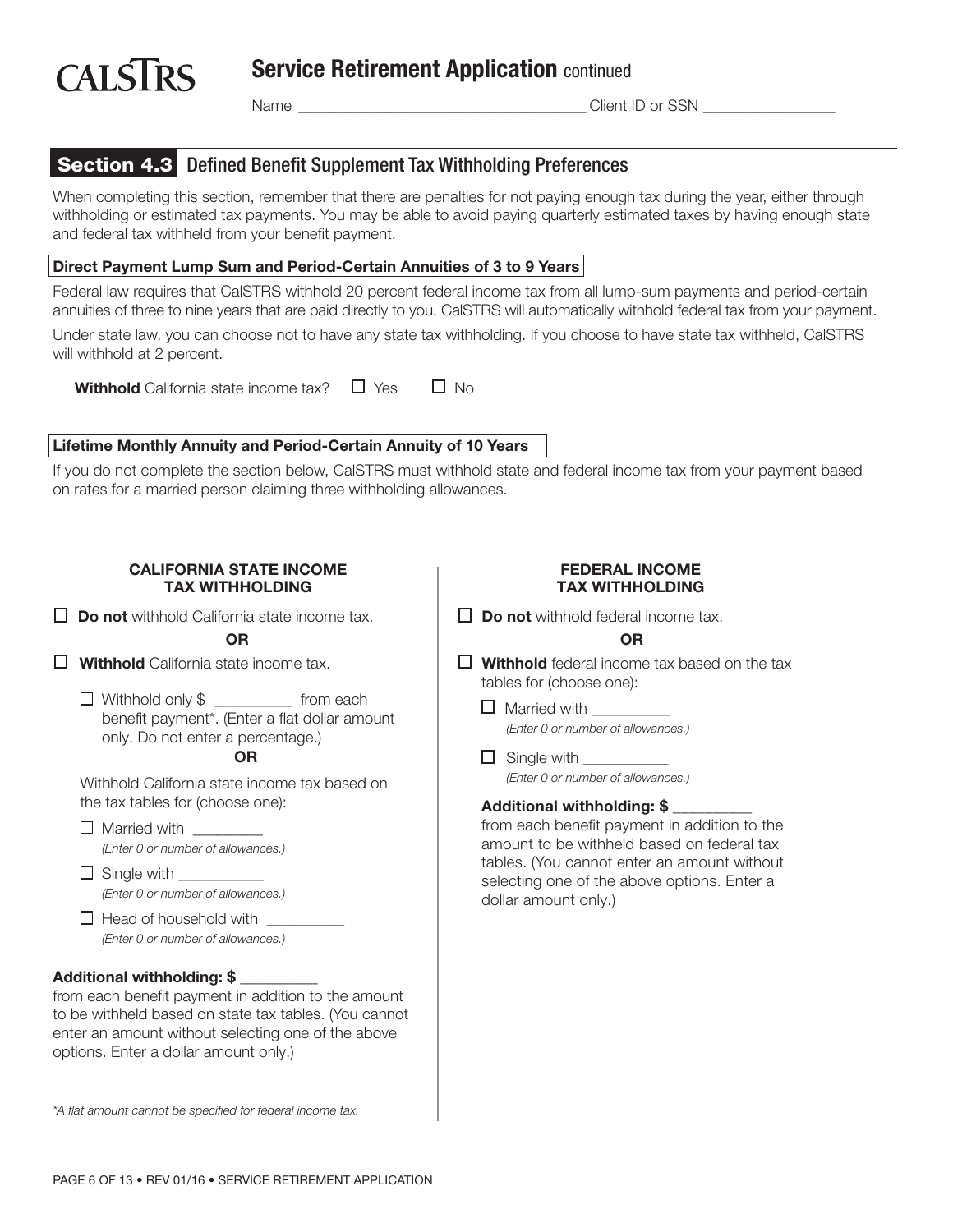# Service Retirement Application continued

Name ___________________________________ Client ID or SSN ________________

## Section 4.3 Defined Benefit Supplement Tax Withholding Preferences

When completing this section, remember that there are penalties for not paying enough tax during the year, either through withholding or estimated tax payments. You may be able to avoid paying quarterly estimated taxes by having enough state and federal tax withheld from your benefit payment.

### Direct Payment Lump Sum and Period-Certain Annuities of 3 to 9 Years

Federal law requires that CalSTRS withhold 20 percent federal income tax from all lump-sum payments and period-certain annuities of three to nine years that are paid directly to you. CalSTRS will automatically withhold federal tax from your payment.

Under state law, you can choose not to have any state tax withholding. If you choose to have state tax withheld, CalSTRS will withhold at 2 percent.

**Withhold** California state income tax? ☐ Yes ☐ No

### Lifetime Monthly Annuity and Period-Certain Annuity of 10 Years

If you do not complete the section below, CalSTRS must withhold state and federal income tax from your payment based on rates for a married person claiming three withholding allowances.

#### CALIFORNIA STATE INCOME TAX WITHHOLDING

☐ **Do not** withhold California state income tax.

**OR**

☐ **Withhold** California state income tax.

- ☐ Withhold only $ __________ from each benefit payment*. (Enter a flat dollar amount only. Do not enter a percentage.)

**OR**

Withhold California state income tax based on the tax tables for (choose one):

- ☐ Married with _________
  *(Enter 0 or number of allowances.)*
- ☐ Single with ___________
  *(Enter 0 or number of allowances.)*
- ☐ Head of household with __________
  *(Enter 0 or number of allowances.)*

**Additional withholding: $** __________
from each benefit payment in addition to the amount to be withheld based on state tax tables. (You cannot enter an amount without selecting one of the above options. Enter a dollar amount only.)

*\*A flat amount cannot be specified for federal income tax.*

#### FEDERAL INCOME TAX WITHHOLDING

☐ **Do not** withhold federal income tax.

**OR**

☐ **Withhold** federal income tax based on the tax tables for (choose one):

- ☐ Married with __________
  *(Enter 0 or number of allowances.)*
- ☐ Single with ___________
  *(Enter 0 or number of allowances.)*

**Additional withholding: $** __________
from each benefit payment in addition to the amount to be withheld based on federal tax tables. (You cannot enter an amount without selecting one of the above options. Enter a dollar amount only.)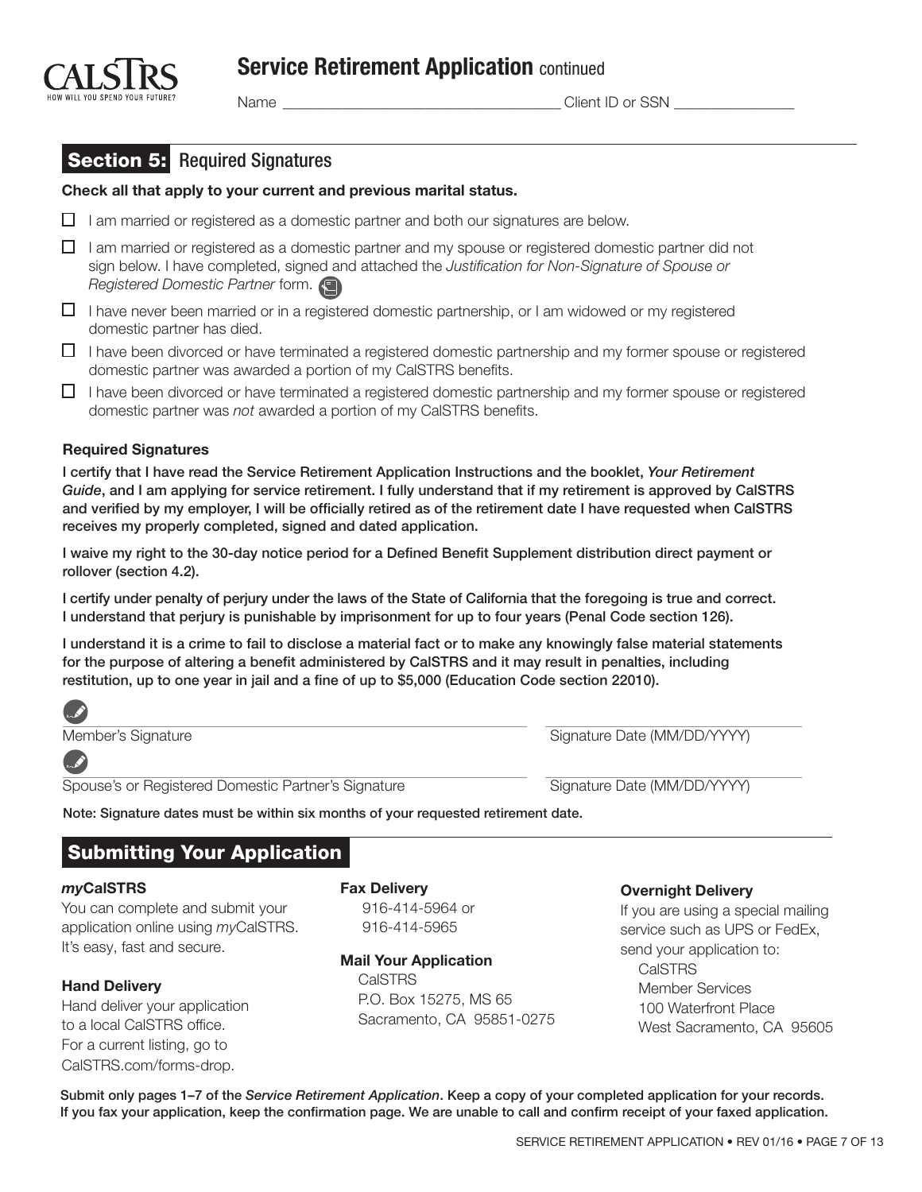## Service Retirement Application continued

Name ___________________________________ Client ID or SSN _______________

## Section 5: Required Signatures

**Check all that apply to your current and previous marital status.**

- ☐ I am married or registered as a domestic partner and both our signatures are below.
- ☐ I am married or registered as a domestic partner and my spouse or registered domestic partner did not sign below. I have completed, signed and attached the *Justification for Non-Signature of Spouse or Registered Domestic Partner* form.
- ☐ I have never been married or in a registered domestic partnership, or I am widowed or my registered domestic partner has died.
- ☐ I have been divorced or have terminated a registered domestic partnership and my former spouse or registered domestic partner was awarded a portion of my CalSTRS benefits.
- ☐ I have been divorced or have terminated a registered domestic partnership and my former spouse or registered domestic partner was *not* awarded a portion of my CalSTRS benefits.

### Required Signatures

**I certify that I have read the Service Retirement Application Instructions and the booklet, *Your Retirement Guide*, and I am applying for service retirement. I fully understand that if my retirement is approved by CalSTRS and verified by my employer, I will be officially retired as of the retirement date I have requested when CalSTRS receives my properly completed, signed and dated application.**

**I waive my right to the 30-day notice period for a Defined Benefit Supplement distribution direct payment or rollover (section 4.2).**

**I certify under penalty of perjury under the laws of the State of California that the foregoing is true and correct. I understand that perjury is punishable by imprisonment for up to four years (Penal Code section 126).**

**I understand it is a crime to fail to disclose a material fact or to make any knowingly false material statements for the purpose of altering a benefit administered by CalSTRS and it may result in penalties, including restitution, up to one year in jail and a fine of up to $5,000 (Education Code section 22010).**

_________________________________________ _______________________
Member's Signature Signature Date (MM/DD/YYYY)

_________________________________________ _______________________
Spouse's or Registered Domestic Partner's Signature Signature Date (MM/DD/YYYY)

**Note: Signature dates must be within six months of your requested retirement date.**

## Submitting Your Application

***my*CalSTRS**
You can complete and submit your application online using *my*CalSTRS. It's easy, fast and secure.

**Hand Delivery**
Hand deliver your application to a local CalSTRS office. For a current listing, go to CalSTRS.com/forms-drop.

**Fax Delivery**
916-414-5964 or
916-414-5965

**Mail Your Application**
CalSTRS
P.O. Box 15275, MS 65
Sacramento, CA 95851-0275

**Overnight Delivery**
If you are using a special mailing service such as UPS or FedEx, send your application to:
CalSTRS
Member Services
100 Waterfront Place
West Sacramento, CA 95605

**Submit only pages 1–7 of the *Service Retirement Application*. Keep a copy of your completed application for your records. If you fax your application, keep the confirmation page. We are unable to call and confirm receipt of your faxed application.**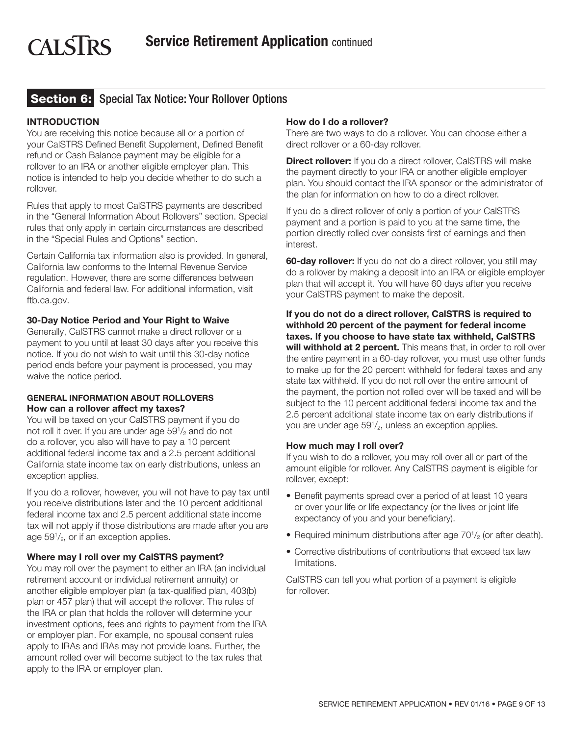## Service Retirement Application continued

## Section 6: Special Tax Notice: Your Rollover Options

### INTRODUCTION

You are receiving this notice because all or a portion of your CalSTRS Defined Benefit Supplement, Defined Benefit refund or Cash Balance payment may be eligible for a rollover to an IRA or another eligible employer plan. This notice is intended to help you decide whether to do such a rollover.

Rules that apply to most CalSTRS payments are described in the "General Information About Rollovers" section. Special rules that only apply in certain circumstances are described in the "Special Rules and Options" section.

Certain California tax information also is provided. In general, California law conforms to the Internal Revenue Service regulation. However, there are some differences between California and federal law. For additional information, visit ftb.ca.gov.

**30-Day Notice Period and Your Right to Waive**

Generally, CalSTRS cannot make a direct rollover or a payment to you until at least 30 days after you receive this notice. If you do not wish to wait until this 30-day notice period ends before your payment is processed, you may waive the notice period.

### GENERAL INFORMATION ABOUT ROLLOVERS

**How can a rollover affect my taxes?**

You will be taxed on your CalSTRS payment if you do not roll it over. If you are under age 59½ and do not do a rollover, you also will have to pay a 10 percent additional federal income tax and a 2.5 percent additional California state income tax on early distributions, unless an exception applies.

If you do a rollover, however, you will not have to pay tax until you receive distributions later and the 10 percent additional federal income tax and 2.5 percent additional state income tax will not apply if those distributions are made after you are age 59½, or if an exception applies.

**Where may I roll over my CalSTRS payment?**

You may roll over the payment to either an IRA (an individual retirement account or individual retirement annuity) or another eligible employer plan (a tax-qualified plan, 403(b) plan or 457 plan) that will accept the rollover. The rules of the IRA or plan that holds the rollover will determine your investment options, fees and rights to payment from the IRA or employer plan. For example, no spousal consent rules apply to IRAs and IRAs may not provide loans. Further, the amount rolled over will become subject to the tax rules that apply to the IRA or employer plan.

**How do I do a rollover?**

There are two ways to do a rollover. You can choose either a direct rollover or a 60-day rollover.

**Direct rollover:** If you do a direct rollover, CalSTRS will make the payment directly to your IRA or another eligible employer plan. You should contact the IRA sponsor or the administrator of the plan for information on how to do a direct rollover.

If you do a direct rollover of only a portion of your CalSTRS payment and a portion is paid to you at the same time, the portion directly rolled over consists first of earnings and then interest.

**60-day rollover:** If you do not do a direct rollover, you still may do a rollover by making a deposit into an IRA or eligible employer plan that will accept it. You will have 60 days after you receive your CalSTRS payment to make the deposit.

**If you do not do a direct rollover, CalSTRS is required to withhold 20 percent of the payment for federal income taxes. If you choose to have state tax withheld, CalSTRS will withhold at 2 percent.** This means that, in order to roll over the entire payment in a 60-day rollover, you must use other funds to make up for the 20 percent withheld for federal taxes and any state tax withheld. If you do not roll over the entire amount of the payment, the portion not rolled over will be taxed and will be subject to the 10 percent additional federal income tax and the 2.5 percent additional state income tax on early distributions if you are under age 59½, unless an exception applies.

**How much may I roll over?**

If you wish to do a rollover, you may roll over all or part of the amount eligible for rollover. Any CalSTRS payment is eligible for rollover, except:

- Benefit payments spread over a period of at least 10 years or over your life or life expectancy (or the lives or joint life expectancy of you and your beneficiary).
- Required minimum distributions after age 70½ (or after death).
- Corrective distributions of contributions that exceed tax law limitations.

CalSTRS can tell you what portion of a payment is eligible for rollover.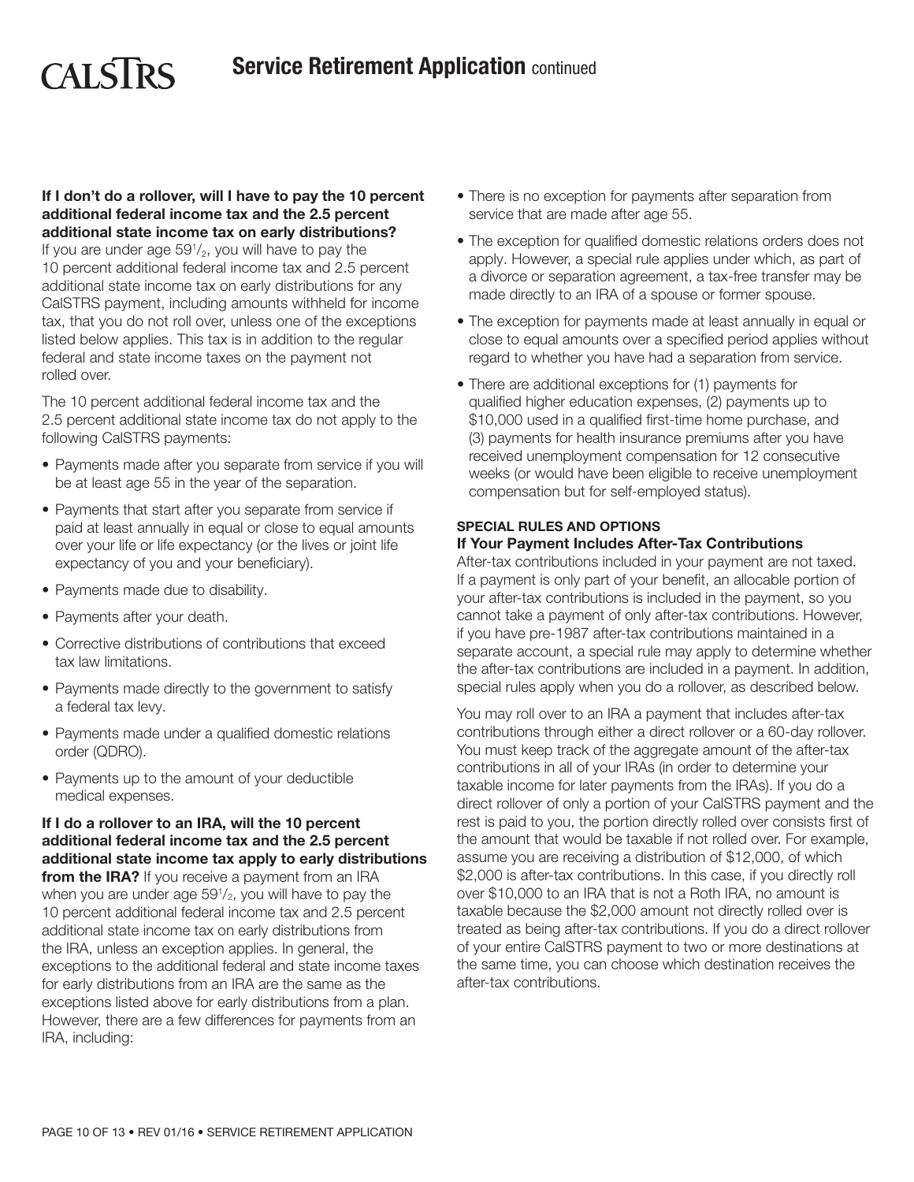**If I don't do a rollover, will I have to pay the 10 percent additional federal income tax and the 2.5 percent additional state income tax on early distributions?** If you are under age $59^1/_2$, you will have to pay the 10 percent additional federal income tax and 2.5 percent additional state income tax on early distributions for any CalSTRS payment, including amounts withheld for income tax, that you do not roll over, unless one of the exceptions listed below applies. This tax is in addition to the regular federal and state income taxes on the payment not rolled over.

The 10 percent additional federal income tax and the 2.5 percent additional state income tax do not apply to the following CalSTRS payments:

- Payments made after you separate from service if you will be at least age 55 in the year of the separation.
- Payments that start after you separate from service if paid at least annually in equal or close to equal amounts over your life or life expectancy (or the lives or joint life expectancy of you and your beneficiary).
- Payments made due to disability.
- Payments after your death.
- Corrective distributions of contributions that exceed tax law limitations.
- Payments made directly to the government to satisfy a federal tax levy.
- Payments made under a qualified domestic relations order (QDRO).
- Payments up to the amount of your deductible medical expenses.

**If I do a rollover to an IRA, will the 10 percent additional federal income tax and the 2.5 percent additional state income tax apply to early distributions from the IRA?** If you receive a payment from an IRA when you are under age $59^1/_2$, you will have to pay the 10 percent additional federal income tax and 2.5 percent additional state income tax on early distributions from the IRA, unless an exception applies. In general, the exceptions to the additional federal and state income taxes for early distributions from an IRA are the same as the exceptions listed above for early distributions from a plan. However, there are a few differences for payments from an IRA, including:

- There is no exception for payments after separation from service that are made after age 55.
- The exception for qualified domestic relations orders does not apply. However, a special rule applies under which, as part of a divorce or separation agreement, a tax-free transfer may be made directly to an IRA of a spouse or former spouse.
- The exception for payments made at least annually in equal or close to equal amounts over a specified period applies without regard to whether you have had a separation from service.
- There are additional exceptions for (1) payments for qualified higher education expenses, (2) payments up to $10,000 used in a qualified first-time home purchase, and (3) payments for health insurance premiums after you have received unemployment compensation for 12 consecutive weeks (or would have been eligible to receive unemployment compensation but for self-employed status).

## SPECIAL RULES AND OPTIONS

### If Your Payment Includes After-Tax Contributions

After-tax contributions included in your payment are not taxed. If a payment is only part of your benefit, an allocable portion of your after-tax contributions is included in the payment, so you cannot take a payment of only after-tax contributions. However, if you have pre-1987 after-tax contributions maintained in a separate account, a special rule may apply to determine whether the after-tax contributions are included in a payment. In addition, special rules apply when you do a rollover, as described below.

You may roll over to an IRA a payment that includes after-tax contributions through either a direct rollover or a 60-day rollover. You must keep track of the aggregate amount of the after-tax contributions in all of your IRAs (in order to determine your taxable income for later payments from the IRAs). If you do a direct rollover of only a portion of your CalSTRS payment and the rest is paid to you, the portion directly rolled over consists first of the amount that would be taxable if not rolled over. For example, assume you are receiving a distribution of $12,000, of which $2,000 is after-tax contributions. In this case, if you directly roll over $10,000 to an IRA that is not a Roth IRA, no amount is taxable because the $2,000 amount not directly rolled over is treated as being after-tax contributions. If you do a direct rollover of your entire CalSTRS payment to two or more destinations at the same time, you can choose which destination receives the after-tax contributions.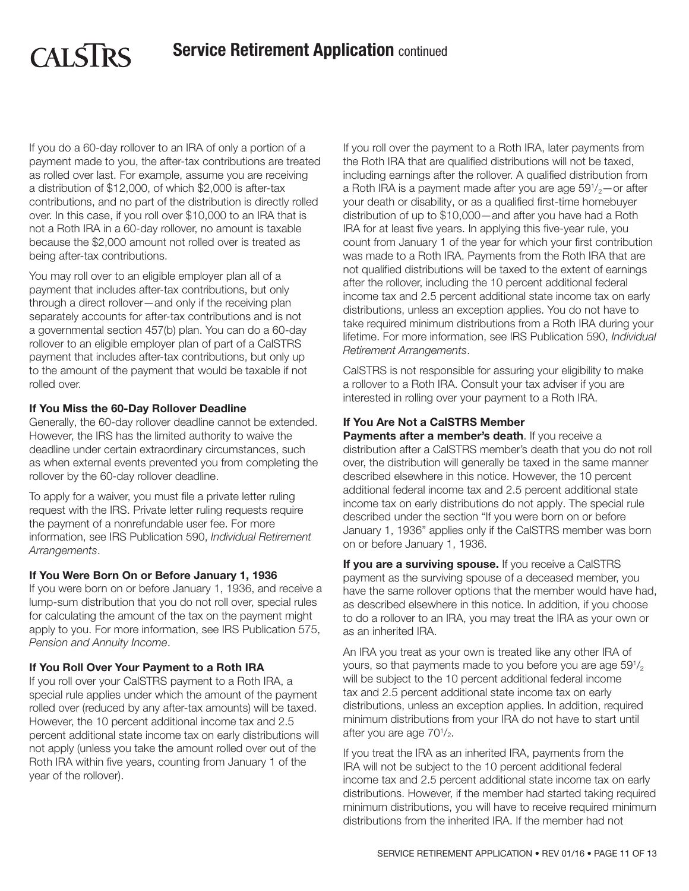If you do a 60-day rollover to an IRA of only a portion of a payment made to you, the after-tax contributions are treated as rolled over last. For example, assume you are receiving a distribution of $12,000, of which $2,000 is after-tax contributions, and no part of the distribution is directly rolled over. In this case, if you roll over $10,000 to an IRA that is not a Roth IRA in a 60-day rollover, no amount is taxable because the $2,000 amount not rolled over is treated as being after-tax contributions.

You may roll over to an eligible employer plan all of a payment that includes after-tax contributions, but only through a direct rollover—and only if the receiving plan separately accounts for after-tax contributions and is not a governmental section 457(b) plan. You can do a 60-day rollover to an eligible employer plan of part of a CalSTRS payment that includes after-tax contributions, but only up to the amount of the payment that would be taxable if not rolled over.

**If You Miss the 60-Day Rollover Deadline**

Generally, the 60-day rollover deadline cannot be extended. However, the IRS has the limited authority to waive the deadline under certain extraordinary circumstances, such as when external events prevented you from completing the rollover by the 60-day rollover deadline.

To apply for a waiver, you must file a private letter ruling request with the IRS. Private letter ruling requests require the payment of a nonrefundable user fee. For more information, see IRS Publication 590, *Individual Retirement Arrangements*.

**If You Were Born On or Before January 1, 1936**

If you were born on or before January 1, 1936, and receive a lump-sum distribution that you do not roll over, special rules for calculating the amount of the tax on the payment might apply to you. For more information, see IRS Publication 575, *Pension and Annuity Income*.

**If You Roll Over Your Payment to a Roth IRA**

If you roll over your CalSTRS payment to a Roth IRA, a special rule applies under which the amount of the payment rolled over (reduced by any after-tax amounts) will be taxed. However, the 10 percent additional income tax and 2.5 percent additional state income tax on early distributions will not apply (unless you take the amount rolled over out of the Roth IRA within five years, counting from January 1 of the year of the rollover).

If you roll over the payment to a Roth IRA, later payments from the Roth IRA that are qualified distributions will not be taxed, including earnings after the rollover. A qualified distribution from a Roth IRA is a payment made after you are age 59½—or after your death or disability, or as a qualified first-time homebuyer distribution of up to $10,000—and after you have had a Roth IRA for at least five years. In applying this five-year rule, you count from January 1 of the year for which your first contribution was made to a Roth IRA. Payments from the Roth IRA that are not qualified distributions will be taxed to the extent of earnings after the rollover, including the 10 percent additional federal income tax and 2.5 percent additional state income tax on early distributions, unless an exception applies. You do not have to take required minimum distributions from a Roth IRA during your lifetime. For more information, see IRS Publication 590, *Individual Retirement Arrangements*.

CalSTRS is not responsible for assuring your eligibility to make a rollover to a Roth IRA. Consult your tax adviser if you are interested in rolling over your payment to a Roth IRA.

**If You Are Not a CalSTRS Member**

**Payments after a member's death**. If you receive a distribution after a CalSTRS member's death that you do not roll over, the distribution will generally be taxed in the same manner described elsewhere in this notice. However, the 10 percent additional federal income tax and 2.5 percent additional state income tax on early distributions do not apply. The special rule described under the section "If you were born on or before January 1, 1936" applies only if the CalSTRS member was born on or before January 1, 1936.

**If you are a surviving spouse.** If you receive a CalSTRS payment as the surviving spouse of a deceased member, you have the same rollover options that the member would have had, as described elsewhere in this notice. In addition, if you choose to do a rollover to an IRA, you may treat the IRA as your own or as an inherited IRA.

An IRA you treat as your own is treated like any other IRA of yours, so that payments made to you before you are age 59½ will be subject to the 10 percent additional federal income tax and 2.5 percent additional state income tax on early distributions, unless an exception applies. In addition, required minimum distributions from your IRA do not have to start until after you are age 70½.

If you treat the IRA as an inherited IRA, payments from the IRA will not be subject to the 10 percent additional federal income tax and 2.5 percent additional state income tax on early distributions. However, if the member had started taking required minimum distributions, you will have to receive required minimum distributions from the inherited IRA. If the member had not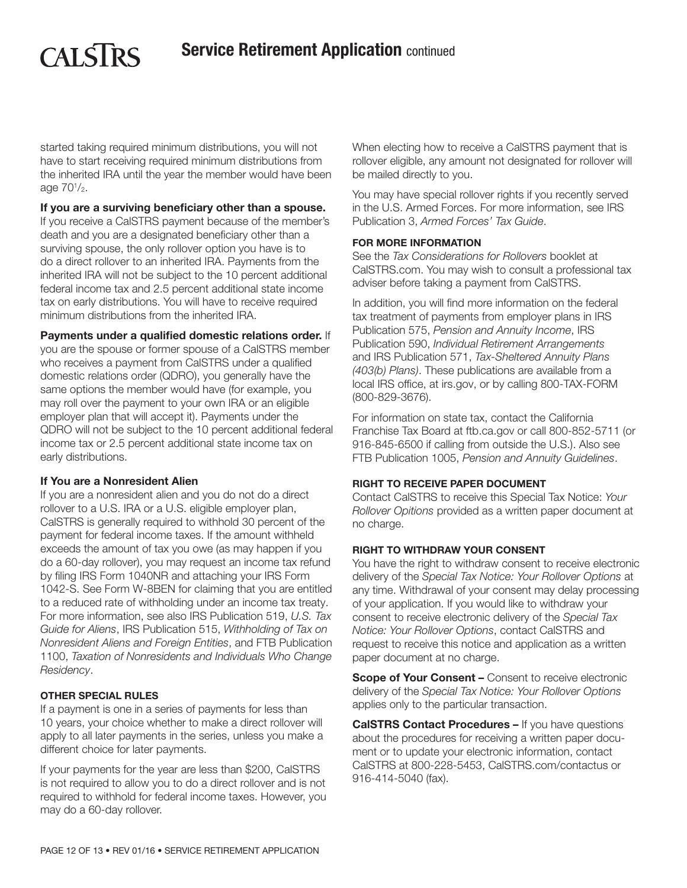started taking required minimum distributions, you will not have to start receiving required minimum distributions from the inherited IRA until the year the member would have been age 70½.

**If you are a surviving beneficiary other than a spouse.** If you receive a CalSTRS payment because of the member's death and you are a designated beneficiary other than a surviving spouse, the only rollover option you have is to do a direct rollover to an inherited IRA. Payments from the inherited IRA will not be subject to the 10 percent additional federal income tax and 2.5 percent additional state income tax on early distributions. You will have to receive required minimum distributions from the inherited IRA.

**Payments under a qualified domestic relations order.** If you are the spouse or former spouse of a CalSTRS member who receives a payment from CalSTRS under a qualified domestic relations order (QDRO), you generally have the same options the member would have (for example, you may roll over the payment to your own IRA or an eligible employer plan that will accept it). Payments under the QDRO will not be subject to the 10 percent additional federal income tax or 2.5 percent additional state income tax on early distributions.

### If You are a Nonresident Alien

If you are a nonresident alien and you do not do a direct rollover to a U.S. IRA or a U.S. eligible employer plan, CalSTRS is generally required to withhold 30 percent of the payment for federal income taxes. If the amount withheld exceeds the amount of tax you owe (as may happen if you do a 60-day rollover), you may request an income tax refund by filing IRS Form 1040NR and attaching your IRS Form 1042-S. See Form W-8BEN for claiming that you are entitled to a reduced rate of withholding under an income tax treaty. For more information, see also IRS Publication 519, *U.S. Tax Guide for Aliens*, IRS Publication 515, *Withholding of Tax on Nonresident Aliens and Foreign Entities*, and FTB Publication 1100, *Taxation of Nonresidents and Individuals Who Change Residency*.

### OTHER SPECIAL RULES

If a payment is one in a series of payments for less than 10 years, your choice whether to make a direct rollover will apply to all later payments in the series, unless you make a different choice for later payments.

If your payments for the year are less than $200, CalSTRS is not required to allow you to do a direct rollover and is not required to withhold for federal income taxes. However, you may do a 60-day rollover.

When electing how to receive a CalSTRS payment that is rollover eligible, any amount not designated for rollover will be mailed directly to you.

You may have special rollover rights if you recently served in the U.S. Armed Forces. For more information, see IRS Publication 3, *Armed Forces' Tax Guide*.

### FOR MORE INFORMATION

See the *Tax Considerations for Rollovers* booklet at CalSTRS.com. You may wish to consult a professional tax adviser before taking a payment from CalSTRS.

In addition, you will find more information on the federal tax treatment of payments from employer plans in IRS Publication 575, *Pension and Annuity Income*, IRS Publication 590, *Individual Retirement Arrangements* and IRS Publication 571, *Tax-Sheltered Annuity Plans (403(b) Plans)*. These publications are available from a local IRS office, at irs.gov, or by calling 800-TAX-FORM (800-829-3676).

For information on state tax, contact the California Franchise Tax Board at ftb.ca.gov or call 800-852-5711 (or 916-845-6500 if calling from outside the U.S.). Also see FTB Publication 1005, *Pension and Annuity Guidelines*.

### RIGHT TO RECEIVE PAPER DOCUMENT

Contact CalSTRS to receive this Special Tax Notice: *Your Rollover Opitions* provided as a written paper document at no charge.

### RIGHT TO WITHDRAW YOUR CONSENT

You have the right to withdraw consent to receive electronic delivery of the *Special Tax Notice: Your Rollover Options* at any time. Withdrawal of your consent may delay processing of your application. If you would like to withdraw your consent to receive electronic delivery of the *Special Tax Notice: Your Rollover Options*, contact CalSTRS and request to receive this notice and application as a written paper document at no charge.

**Scope of Your Consent –** Consent to receive electronic delivery of the *Special Tax Notice: Your Rollover Options* applies only to the particular transaction.

**CalSTRS Contact Procedures –** If you have questions about the procedures for receiving a written paper document or to update your electronic information, contact CalSTRS at 800-228-5453, CalSTRS.com/contactus or 916-414-5040 (fax).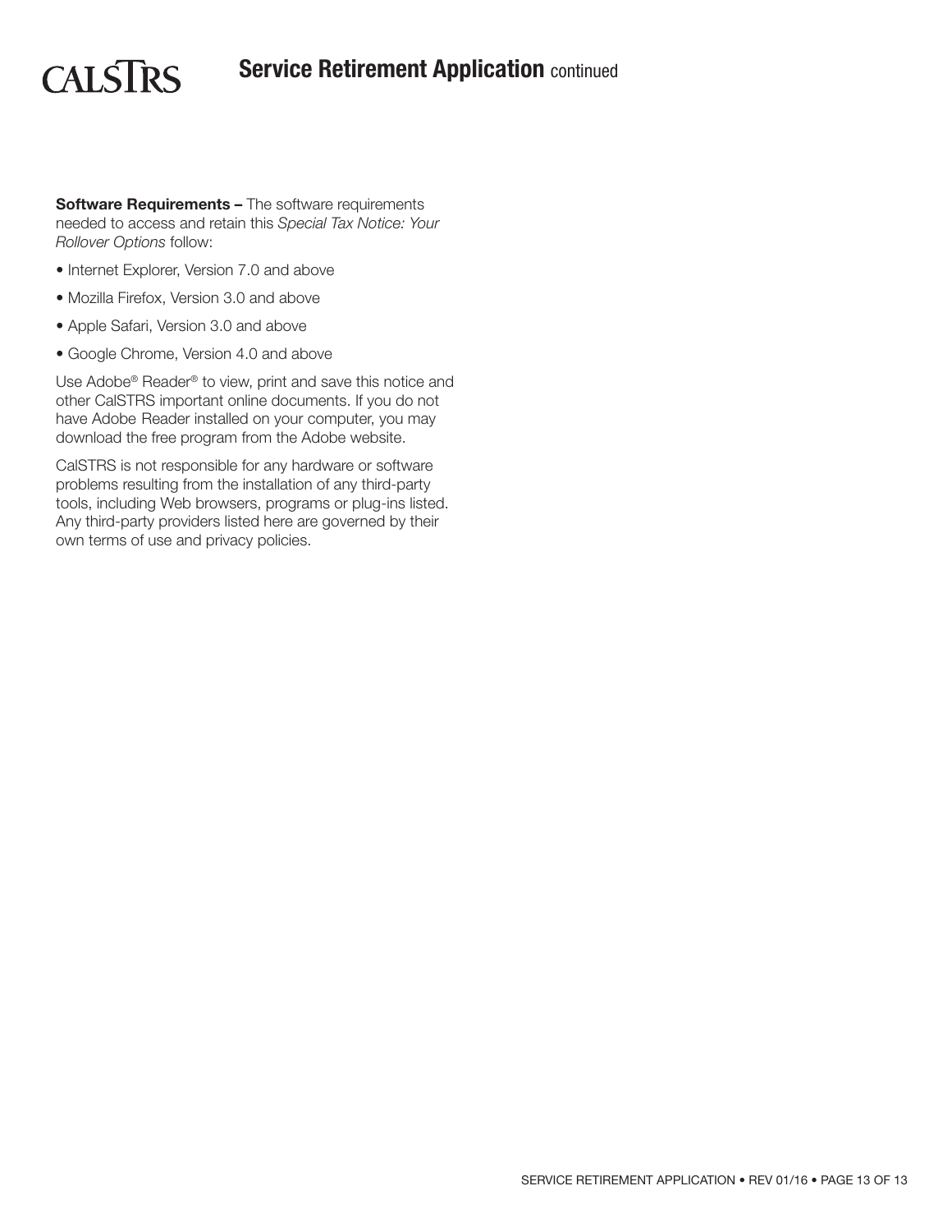**Software Requirements –** The software requirements needed to access and retain this *Special Tax Notice: Your Rollover Options* follow:

- Internet Explorer, Version 7.0 and above
- Mozilla Firefox, Version 3.0 and above
- Apple Safari, Version 3.0 and above
- Google Chrome, Version 4.0 and above

Use Adobe® Reader® to view, print and save this notice and other CalSTRS important online documents. If you do not have Adobe Reader installed on your computer, you may download the free program from the Adobe website.

CalSTRS is not responsible for any hardware or software problems resulting from the installation of any third-party tools, including Web browsers, programs or plug-ins listed. Any third-party providers listed here are governed by their own terms of use and privacy policies.